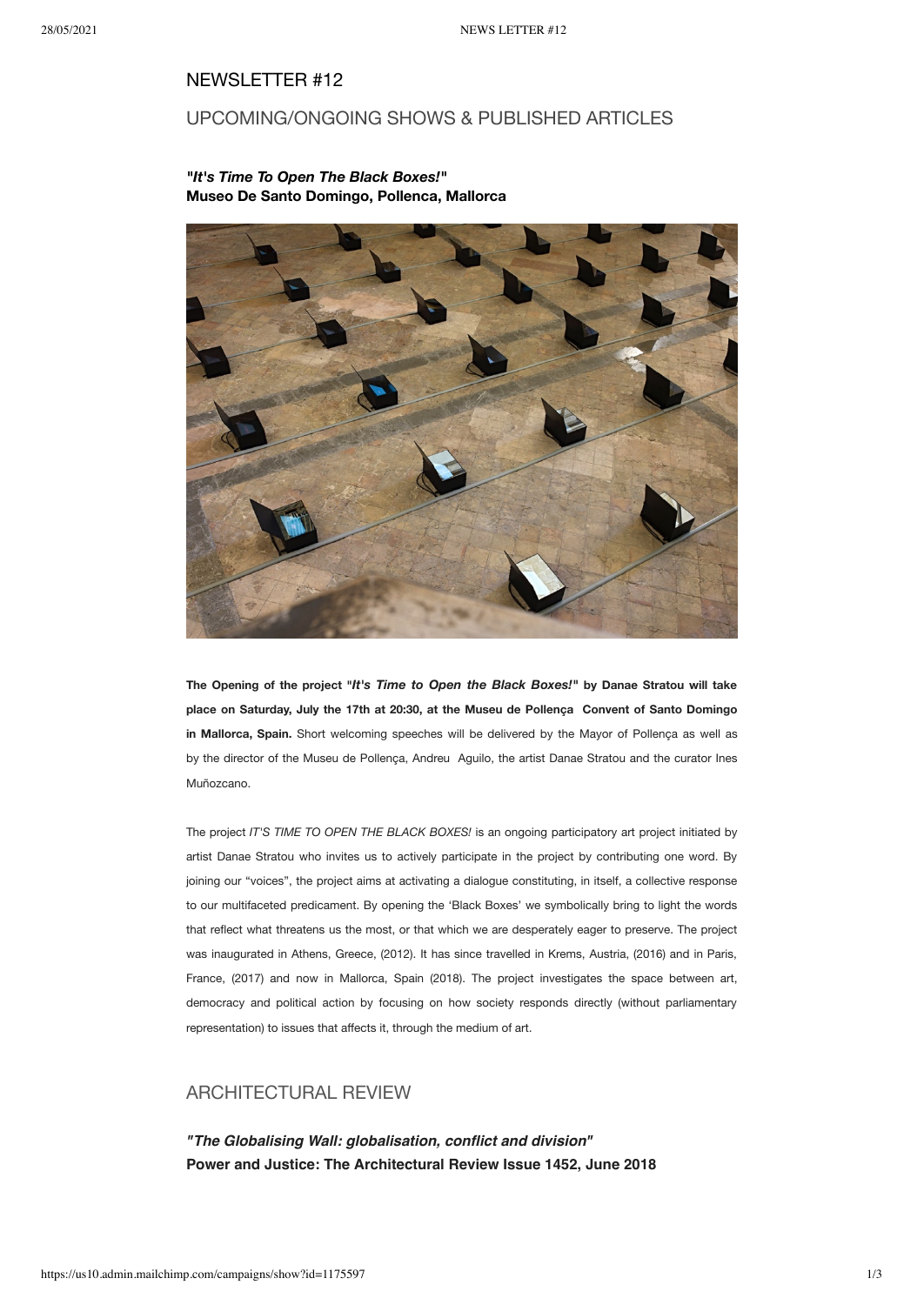# NEWSLETTER #12

## UPCOMING/ONGOING SHOWS & PUBLISHED ARTICLES

***"It's Time To Open The Black Boxes!"***
**Museo De Santo Domingo, Pollenca, Mallorca**

**The Opening of the project "*It's Time to Open the Black Boxes!*" by Danae Stratou will take place on Saturday, July the 17th at 20:30, at the Museu de Pollença Convent of Santo Domingo in Mallorca, Spain.** Short welcoming speeches will be delivered by the Mayor of Pollença as well as by the director of the Museu de Pollença, Andreu Aguilo, the artist Danae Stratou and the curator Ines Muñozcano.

The project *IT'S TIME TO OPEN THE BLACK BOXES!* is an ongoing participatory art project initiated by artist Danae Stratou who invites us to actively participate in the project by contributing one word. By joining our "voices", the project aims at activating a dialogue constituting, in itself, a collective response to our multifaceted predicament. By opening the 'Black Boxes' we symbolically bring to light the words that reflect what threatens us the most, or that which we are desperately eager to preserve. The project was inaugurated in Athens, Greece, (2012). It has since travelled in Krems, Austria, (2016) and in Paris, France, (2017) and now in Mallorca, Spain (2018). The project investigates the space between art, democracy and political action by focusing on how society responds directly (without parliamentary representation) to issues that affects it, through the medium of art.

## ARCHITECTURAL REVIEW

***"The Globalising Wall: globalisation, conflict and division"***
**Power and Justice: The Architectural Review Issue 1452, June 2018**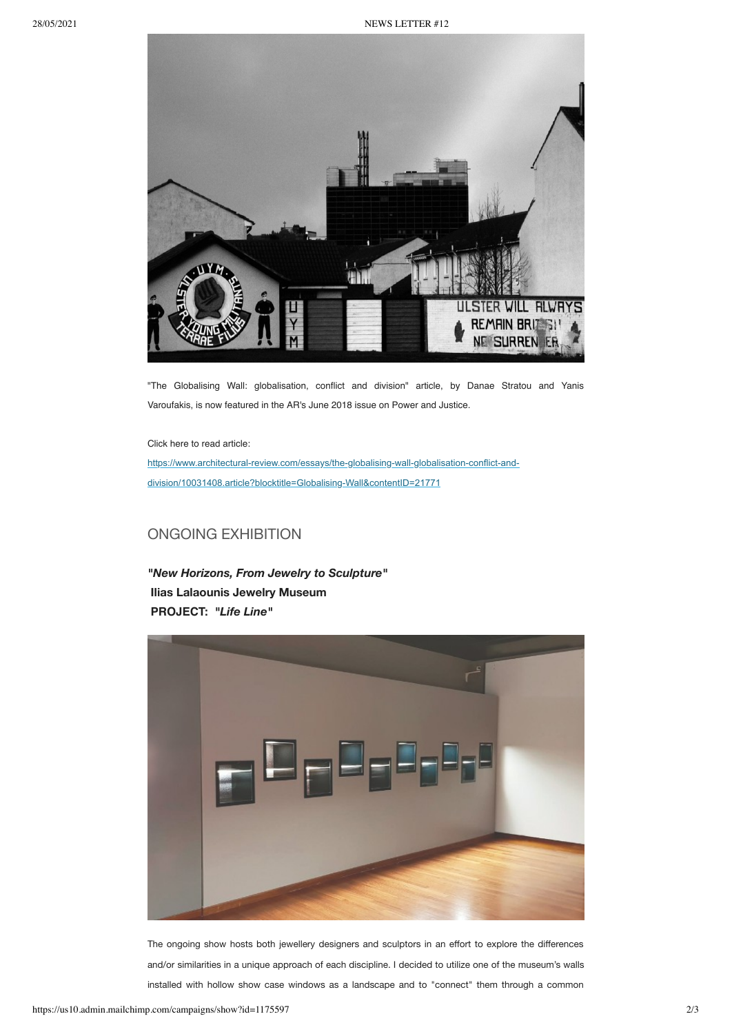"The Globalising Wall: globalisation, conflict and division" article, by Danae Stratou and Yanis Varoufakis, is now featured in the AR's June 2018 issue on Power and Justice.

Click here to read article:

https://www.architectural-review.com/essays/the-globalising-wall-globalisation-conflict-and-division/10031408.article?blocktitle=Globalising-Wall&contentID=21771

## ONGOING EXHIBITION

***"New Horizons, From Jewelry to Sculpture"***
**Ilias Lalaounis Jewelry Museum**
**PROJECT: *"Life Line"***

The ongoing show hosts both jewellery designers and sculptors in an effort to explore the differences and/or similarities in a unique approach of each discipline. I decided to utilize one of the museum's walls installed with hollow show case windows as a landscape and to "connect" them through a common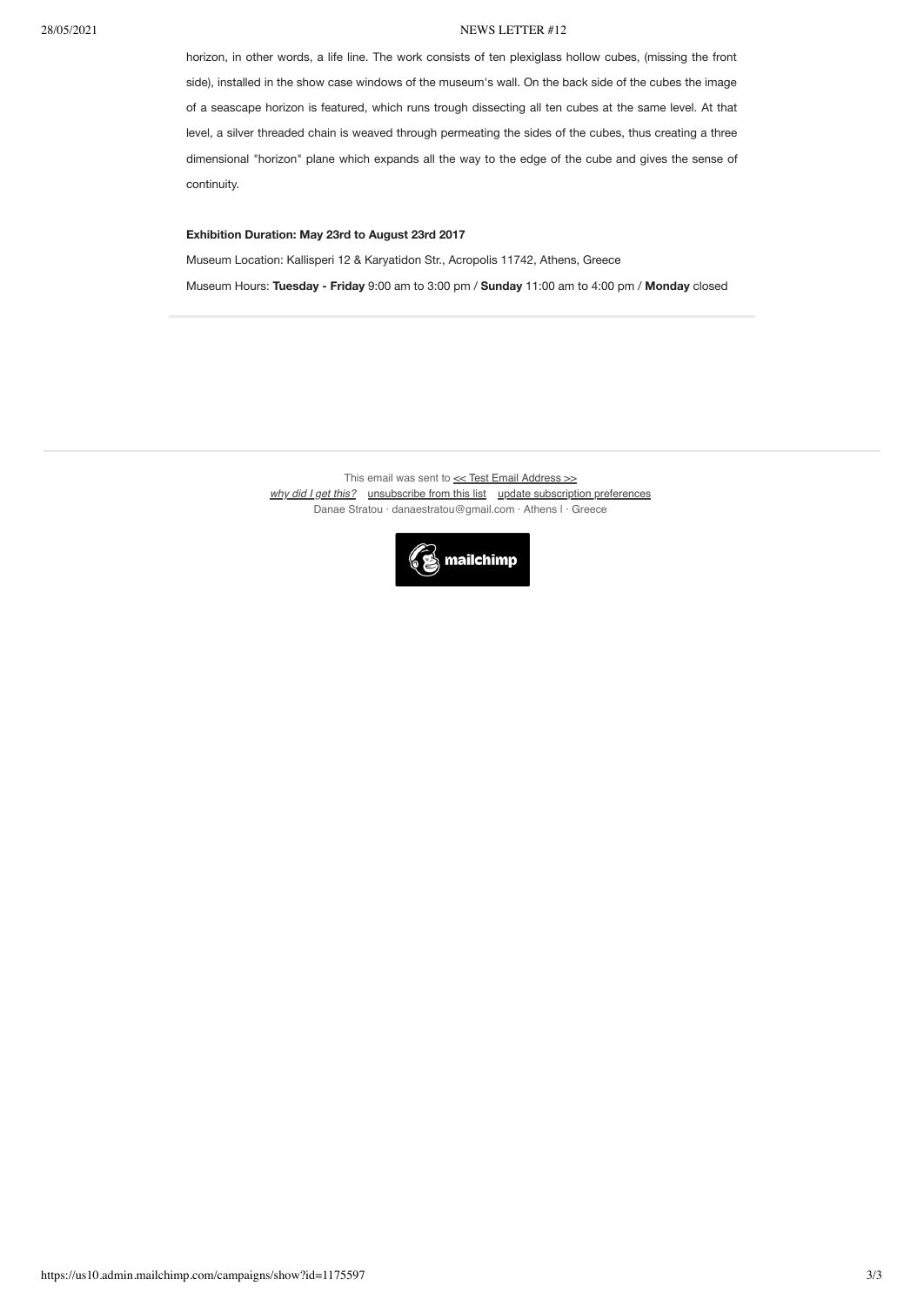horizon, in other words, a life line. The work consists of ten plexiglass hollow cubes, (missing the front side), installed in the show case windows of the museum's wall. On the back side of the cubes the image of a seascape horizon is featured, which runs trough dissecting all ten cubes at the same level. At that level, a silver threaded chain is weaved through permeating the sides of the cubes, thus creating a three dimensional "horizon" plane which expands all the way to the edge of the cube and gives the sense of continuity.

**Exhibition Duration: May 23rd to August 23rd 2017**

Museum Location: Kallisperi 12 & Karyatidon Str., Acropolis 11742, Athens, Greece

Museum Hours: **Tuesday - Friday** 9:00 am to 3:00 pm / **Sunday** 11:00 am to 4:00 pm / **Monday** closed

This email was sent to << Test Email Address >>
*why did I get this?* unsubscribe from this list update subscription preferences
Danae Stratou · danaestratou@gmail.com · Athens I · Greece

mailchimp